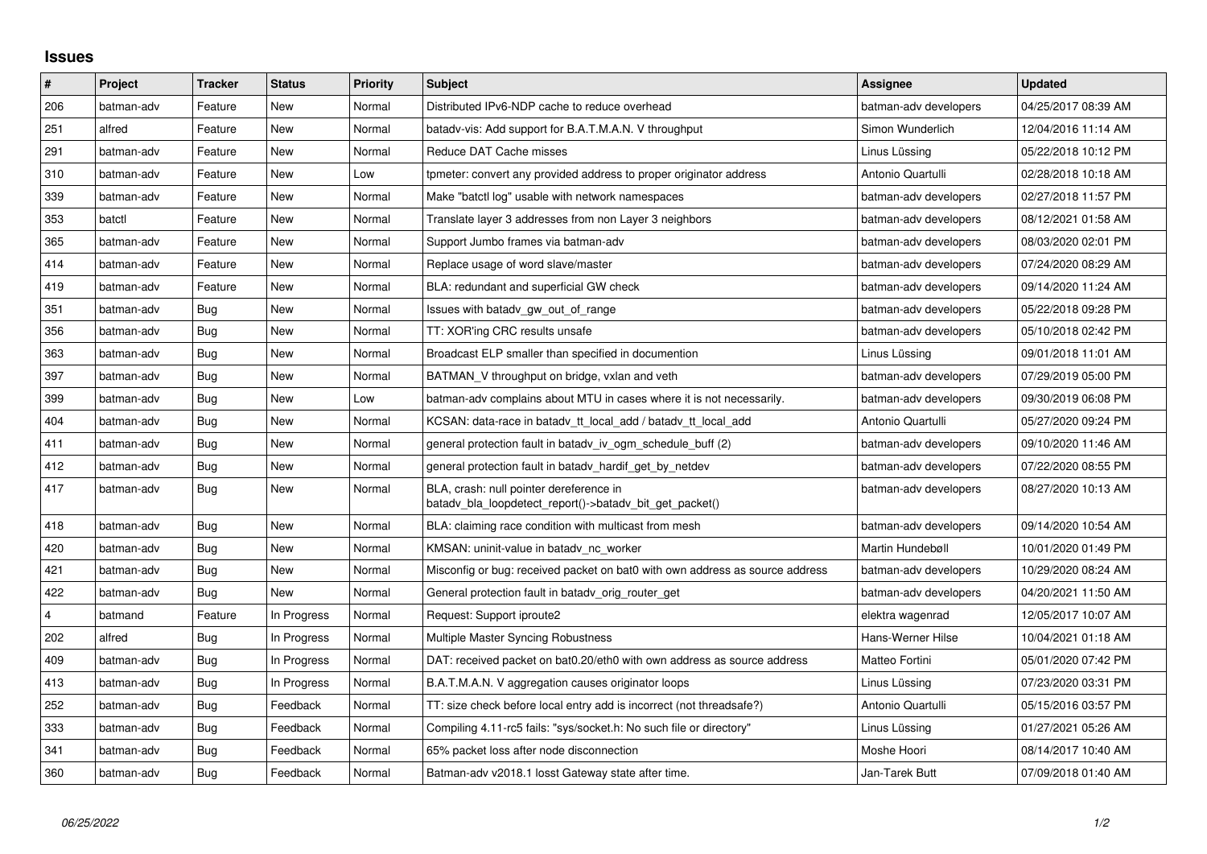# Issues

| # | Project | Tracker | Status | Priority | Subject | Assignee | Updated |
|---|---|---|---|---|---|---|---|
| 206 | batman-adv | Feature | New | Normal | Distributed IPv6-NDP cache to reduce overhead | batman-adv developers | 04/25/2017 08:39 AM |
| 251 | alfred | Feature | New | Normal | batadv-vis: Add support for B.A.T.M.A.N. V throughput | Simon Wunderlich | 12/04/2016 11:14 AM |
| 291 | batman-adv | Feature | New | Normal | Reduce DAT Cache misses | Linus Lüssing | 05/22/2018 10:12 PM |
| 310 | batman-adv | Feature | New | Low | tpmeter: convert any provided address to proper originator address | Antonio Quartulli | 02/28/2018 10:18 AM |
| 339 | batman-adv | Feature | New | Normal | Make "batctl log" usable with network namespaces | batman-adv developers | 02/27/2018 11:57 PM |
| 353 | batctl | Feature | New | Normal | Translate layer 3 addresses from non Layer 3 neighbors | batman-adv developers | 08/12/2021 01:58 AM |
| 365 | batman-adv | Feature | New | Normal | Support Jumbo frames via batman-adv | batman-adv developers | 08/03/2020 02:01 PM |
| 414 | batman-adv | Feature | New | Normal | Replace usage of word slave/master | batman-adv developers | 07/24/2020 08:29 AM |
| 419 | batman-adv | Feature | New | Normal | BLA: redundant and superficial GW check | batman-adv developers | 09/14/2020 11:24 AM |
| 351 | batman-adv | Bug | New | Normal | Issues with batadv_gw_out_of_range | batman-adv developers | 05/22/2018 09:28 PM |
| 356 | batman-adv | Bug | New | Normal | TT: XOR'ing CRC results unsafe | batman-adv developers | 05/10/2018 02:42 PM |
| 363 | batman-adv | Bug | New | Normal | Broadcast ELP smaller than specified in documention | Linus Lüssing | 09/01/2018 11:01 AM |
| 397 | batman-adv | Bug | New | Normal | BATMAN_V throughput on bridge, vxlan and veth | batman-adv developers | 07/29/2019 05:00 PM |
| 399 | batman-adv | Bug | New | Low | batman-adv complains about MTU in cases where it is not necessarily. | batman-adv developers | 09/30/2019 06:08 PM |
| 404 | batman-adv | Bug | New | Normal | KCSAN: data-race in batadv_tt_local_add / batadv_tt_local_add | Antonio Quartulli | 05/27/2020 09:24 PM |
| 411 | batman-adv | Bug | New | Normal | general protection fault in batadv_iv_ogm_schedule_buff (2) | batman-adv developers | 09/10/2020 11:46 AM |
| 412 | batman-adv | Bug | New | Normal | general protection fault in batadv_hardif_get_by_netdev | batman-adv developers | 07/22/2020 08:55 PM |
| 417 | batman-adv | Bug | New | Normal | BLA, crash: null pointer dereference in batadv_bla_loopdetect_report()->batadv_bit_get_packet() | batman-adv developers | 08/27/2020 10:13 AM |
| 418 | batman-adv | Bug | New | Normal | BLA: claiming race condition with multicast from mesh | batman-adv developers | 09/14/2020 10:54 AM |
| 420 | batman-adv | Bug | New | Normal | KMSAN: uninit-value in batadv_nc_worker | Martin Hundebøll | 10/01/2020 01:49 PM |
| 421 | batman-adv | Bug | New | Normal | Misconfig or bug: received packet on bat0 with own address as source address | batman-adv developers | 10/29/2020 08:24 AM |
| 422 | batman-adv | Bug | New | Normal | General protection fault in batadv_orig_router_get | batman-adv developers | 04/20/2021 11:50 AM |
| 4 | batmand | Feature | In Progress | Normal | Request: Support iproute2 | elektra wagenrad | 12/05/2017 10:07 AM |
| 202 | alfred | Bug | In Progress | Normal | Multiple Master Syncing Robustness | Hans-Werner Hilse | 10/04/2021 01:18 AM |
| 409 | batman-adv | Bug | In Progress | Normal | DAT: received packet on bat0.20/eth0 with own address as source address | Matteo Fortini | 05/01/2020 07:42 PM |
| 413 | batman-adv | Bug | In Progress | Normal | B.A.T.M.A.N. V aggregation causes originator loops | Linus Lüssing | 07/23/2020 03:31 PM |
| 252 | batman-adv | Bug | Feedback | Normal | TT: size check before local entry add is incorrect (not threadsafe?) | Antonio Quartulli | 05/15/2016 03:57 PM |
| 333 | batman-adv | Bug | Feedback | Normal | Compiling 4.11-rc5 fails: "sys/socket.h: No such file or directory" | Linus Lüssing | 01/27/2021 05:26 AM |
| 341 | batman-adv | Bug | Feedback | Normal | 65% packet loss after node disconnection | Moshe Hoori | 08/14/2017 10:40 AM |
| 360 | batman-adv | Bug | Feedback | Normal | Batman-adv v2018.1 losst Gateway state after time. | Jan-Tarek Butt | 07/09/2018 01:40 AM |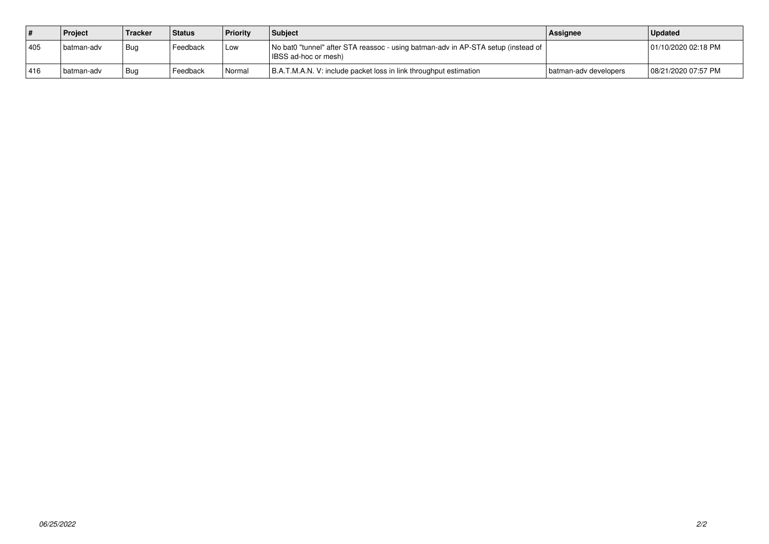| # | Project | Tracker | Status | Priority | Subject | Assignee | Updated |
|---|---|---|---|---|---|---|---|
| 405 | batman-adv | Bug | Feedback | Low | No bat0 "tunnel" after STA reassoc - using batman-adv in AP-STA setup (instead of IBSS ad-hoc or mesh) | | 01/10/2020 02:18 PM |
| 416 | batman-adv | Bug | Feedback | Normal | B.A.T.M.A.N. V: include packet loss in link throughput estimation | batman-adv developers | 08/21/2020 07:57 PM |